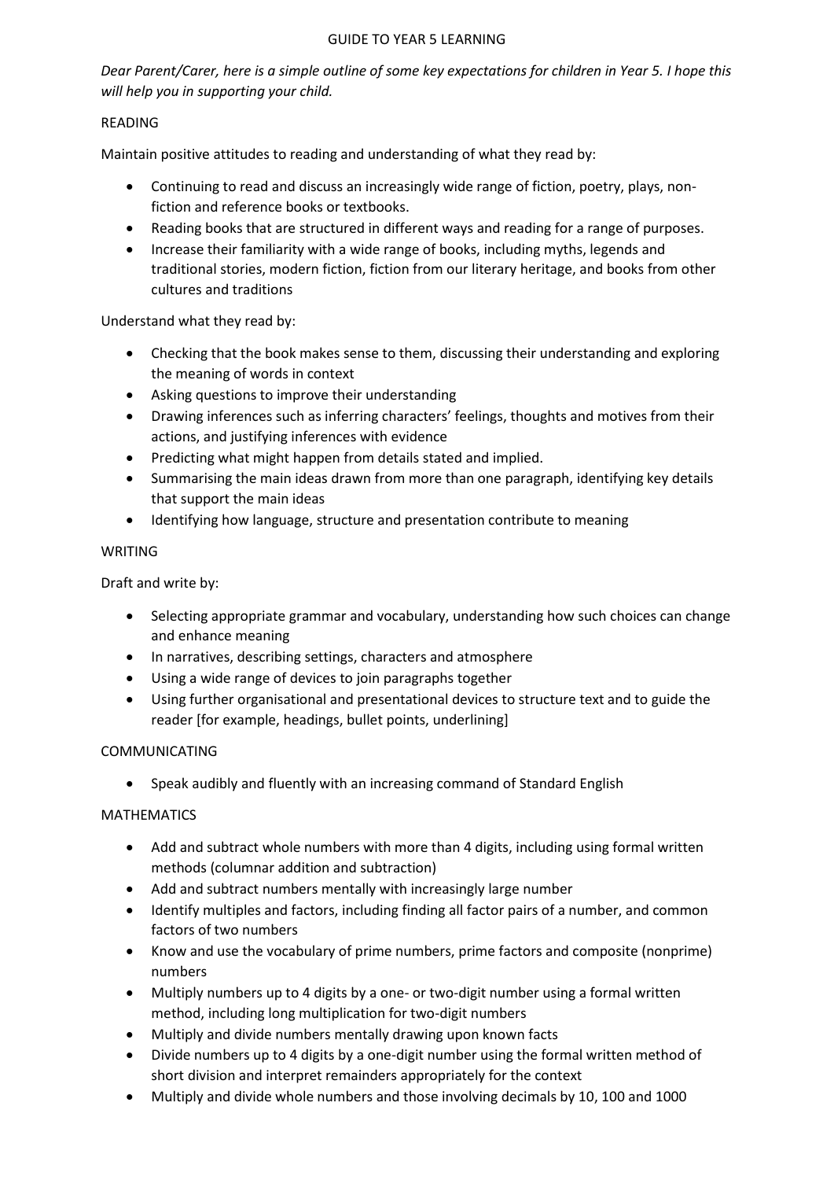# GUIDE TO YEAR 5 LEARNING

*Dear Parent/Carer, here is a simple outline of some key expectations for children in Year 5. I hope this will help you in supporting your child.*

## READING

Maintain positive attitudes to reading and understanding of what they read by:

- Continuing to read and discuss an increasingly wide range of fiction, poetry, plays, non-fiction and reference books or textbooks.
- Reading books that are structured in different ways and reading for a range of purposes.
- Increase their familiarity with a wide range of books, including myths, legends and traditional stories, modern fiction, fiction from our literary heritage, and books from other cultures and traditions

Understand what they read by:

- Checking that the book makes sense to them, discussing their understanding and exploring the meaning of words in context
- Asking questions to improve their understanding
- Drawing inferences such as inferring characters' feelings, thoughts and motives from their actions, and justifying inferences with evidence
- Predicting what might happen from details stated and implied.
- Summarising the main ideas drawn from more than one paragraph, identifying key details that support the main ideas
- Identifying how language, structure and presentation contribute to meaning

## WRITING

Draft and write by:

- Selecting appropriate grammar and vocabulary, understanding how such choices can change and enhance meaning
- In narratives, describing settings, characters and atmosphere
- Using a wide range of devices to join paragraphs together
- Using further organisational and presentational devices to structure text and to guide the reader [for example, headings, bullet points, underlining]

## COMMUNICATING

- Speak audibly and fluently with an increasing command of Standard English

## MATHEMATICS

- Add and subtract whole numbers with more than 4 digits, including using formal written methods (columnar addition and subtraction)
- Add and subtract numbers mentally with increasingly large number
- Identify multiples and factors, including finding all factor pairs of a number, and common factors of two numbers
- Know and use the vocabulary of prime numbers, prime factors and composite (nonprime) numbers
- Multiply numbers up to 4 digits by a one- or two-digit number using a formal written method, including long multiplication for two-digit numbers
- Multiply and divide numbers mentally drawing upon known facts
- Divide numbers up to 4 digits by a one-digit number using the formal written method of short division and interpret remainders appropriately for the context
- Multiply and divide whole numbers and those involving decimals by 10, 100 and 1000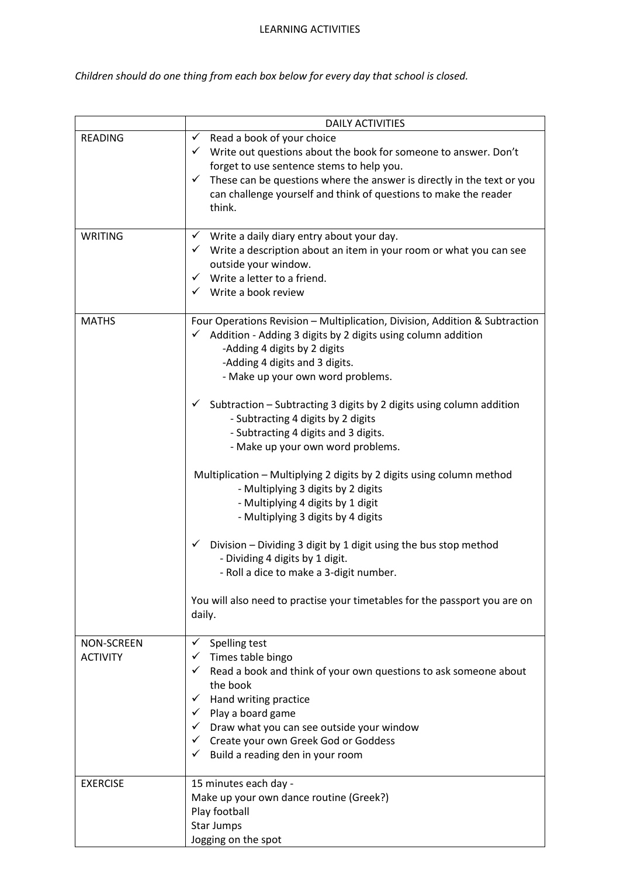# LEARNING ACTIVITIES

*Children should do one thing from each box below for every day that school is closed.*

| | DAILY ACTIVITIES |
|---|---|
| READING | ✓ Read a book of your choice<br>✓ Write out questions about the book for someone to answer. Don't forget to use sentence stems to help you.<br>✓ These can be questions where the answer is directly in the text or you can challenge yourself and think of questions to make the reader think. |
| WRITING | ✓ Write a daily diary entry about your day.<br>✓ Write a description about an item in your room or what you can see outside your window.<br>✓ Write a letter to a friend.<br>✓ Write a book review |
| MATHS | Four Operations Revision – Multiplication, Division, Addition & Subtraction<br>✓ Addition - Adding 3 digits by 2 digits using column addition<br>-Adding 4 digits by 2 digits<br>-Adding 4 digits and 3 digits.<br>- Make up your own word problems.<br><br>✓ Subtraction – Subtracting 3 digits by 2 digits using column addition<br>- Subtracting 4 digits by 2 digits<br>- Subtracting 4 digits and 3 digits.<br>- Make up your own word problems.<br><br>Multiplication – Multiplying 2 digits by 2 digits using column method<br>- Multiplying 3 digits by 2 digits<br>- Multiplying 4 digits by 1 digit<br>- Multiplying 3 digits by 4 digits<br><br>✓ Division – Dividing 3 digit by 1 digit using the bus stop method<br>- Dividing 4 digits by 1 digit.<br>- Roll a dice to make a 3-digit number.<br><br>You will also need to practise your timetables for the passport you are on daily. |
| NON-SCREEN ACTIVITY | ✓ Spelling test<br>✓ Times table bingo<br>✓ Read a book and think of your own questions to ask someone about the book<br>✓ Hand writing practice<br>✓ Play a board game<br>✓ Draw what you can see outside your window<br>✓ Create your own Greek God or Goddess<br>✓ Build a reading den in your room |
| EXERCISE | 15 minutes each day -<br>Make up your own dance routine (Greek?)<br>Play football<br>Star Jumps<br>Jogging on the spot |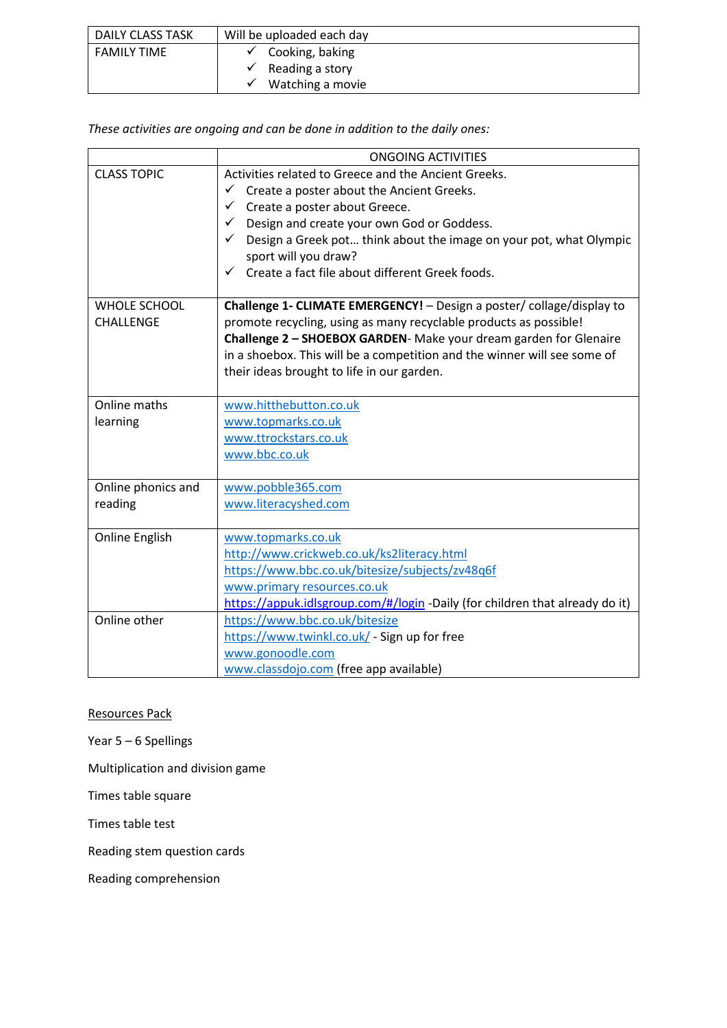| | |
|---|---|
| DAILY CLASS TASK | Will be uploaded each day |
| FAMILY TIME | ✓ Cooking, baking<br>✓ Reading a story<br>✓ Watching a movie |

*These activities are ongoing and can be done in addition to the daily ones:*

| | ONGOING ACTIVITIES |
|---|---|
| CLASS TOPIC | Activities related to Greece and the Ancient Greeks.<br>✓ Create a poster about the Ancient Greeks.<br>✓ Create a poster about Greece.<br>✓ Design and create your own God or Goddess.<br>✓ Design a Greek pot… think about the image on your pot, what Olympic sport will you draw?<br>✓ Create a fact file about different Greek foods. |
| WHOLE SCHOOL CHALLENGE | **Challenge 1- CLIMATE EMERGENCY!** – Design a poster/ collage/display to promote recycling, using as many recyclable products as possible!<br>**Challenge 2 – SHOEBOX GARDEN**- Make your dream garden for Glenaire in a shoebox. This will be a competition and the winner will see some of their ideas brought to life in our garden. |
| Online maths learning | www.hitthebutton.co.uk<br>www.topmarks.co.uk<br>www.ttrockstars.co.uk<br>www.bbc.co.uk |
| Online phonics and reading | www.pobble365.com<br>www.literacyshed.com |
| Online English | www.topmarks.co.uk<br>http://www.crickweb.co.uk/ks2literacy.html<br>https://www.bbc.co.uk/bitesize/subjects/zv48q6f<br>www.primary resources.co.uk<br>https://appuk.idlsgroup.com/#/login -Daily (for children that already do it) |
| Online other | https://www.bbc.co.uk/bitesize<br>https://www.twinkl.co.uk/ - Sign up for free<br>www.gonoodle.com<br>www.classdojo.com (free app available) |

Resources Pack

Year 5 – 6 Spellings

Multiplication and division game

Times table square

Times table test

Reading stem question cards

Reading comprehension